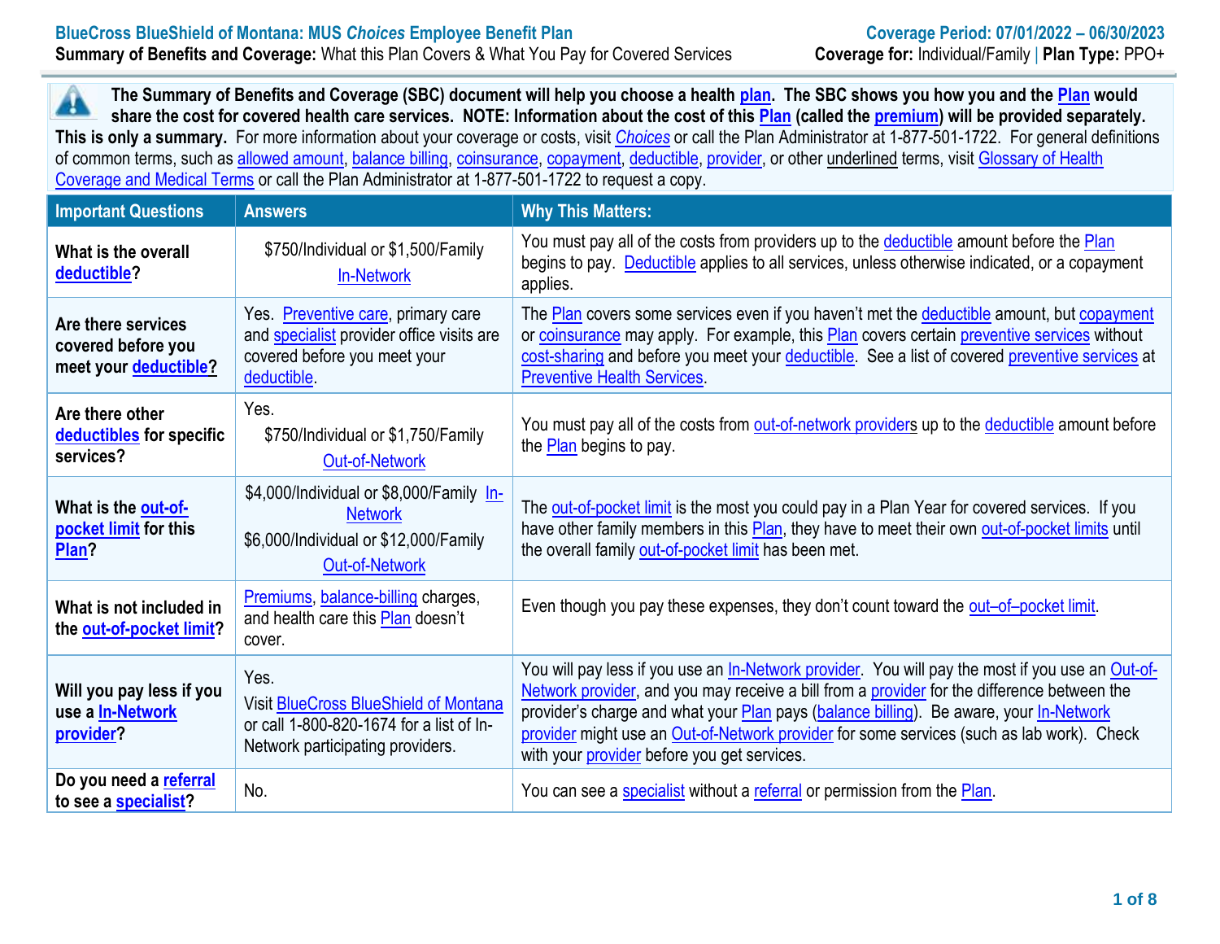**BlueCross BlueShield of Montana: MUS *Choices* Employee Benefit Plan** | **Coverage Period: 07/01/2022 – 06/30/2023**

**Summary of Benefits and Coverage:** What this Plan Covers & What You Pay for Covered Services | **Coverage for:** Individual/Family | **Plan Type:** PPO+

**The Summary of Benefits and Coverage (SBC) document will help you choose a health plan. The SBC shows you how you and the Plan would share the cost for covered health care services. NOTE: Information about the cost of this Plan (called the premium) will be provided separately. This is only a summary.** For more information about your coverage or costs, visit *Choices* or call the Plan Administrator at 1-877-501-1722. For general definitions of common terms, such as allowed amount, balance billing, coinsurance, copayment, deductible, provider, or other underlined terms, visit Glossary of Health Coverage and Medical Terms or call the Plan Administrator at 1-877-501-1722 to request a copy.

| Important Questions | Answers | Why This Matters: |
|---|---|---|
| **What is the overall deductible?** | $750/Individual or $1,500/Family In-Network | You must pay all of the costs from providers up to the deductible amount before the Plan begins to pay. Deductible applies to all services, unless otherwise indicated, or a copayment applies. |
| **Are there services covered before you meet your deductible?** | Yes. Preventive care, primary care and specialist provider office visits are covered before you meet your deductible. | The Plan covers some services even if you haven't met the deductible amount, but copayment or coinsurance may apply. For example, this Plan covers certain preventive services without cost-sharing and before you meet your deductible. See a list of covered preventive services at Preventive Health Services. |
| **Are there other deductibles for specific services?** | Yes. $750/Individual or $1,750/Family Out-of-Network | You must pay all of the costs from out-of-network providers up to the deductible amount before the Plan begins to pay. |
| **What is the out-of-pocket limit for this Plan?** | $4,000/Individual or $8,000/Family In-Network<br>$6,000/Individual or $12,000/Family Out-of-Network | The out-of-pocket limit is the most you could pay in a Plan Year for covered services. If you have other family members in this Plan, they have to meet their own out-of-pocket limits until the overall family out-of-pocket limit has been met. |
| **What is not included in the out-of-pocket limit?** | Premiums, balance-billing charges, and health care this Plan doesn't cover. | Even though you pay these expenses, they don't count toward the out–of–pocket limit. |
| **Will you pay less if you use a In-Network provider?** | Yes. Visit BlueCross BlueShield of Montana or call 1-800-820-1674 for a list of In-Network participating providers. | You will pay less if you use an In-Network provider. You will pay the most if you use an Out-of-Network provider, and you may receive a bill from a provider for the difference between the provider's charge and what your Plan pays (balance billing). Be aware, your In-Network provider might use an Out-of-Network provider for some services (such as lab work). Check with your provider before you get services. |
| **Do you need a referral to see a specialist?** | No. | You can see a specialist without a referral or permission from the Plan. |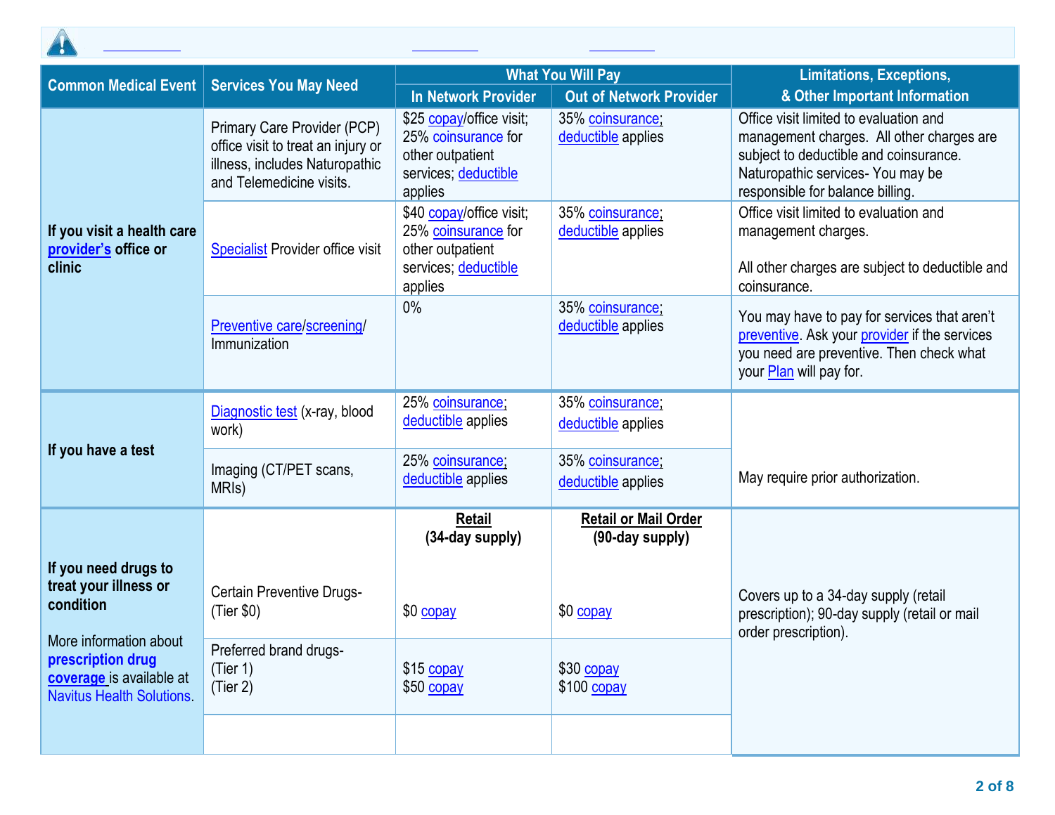| Common Medical Event | Services You May Need | What You Will Pay | | Limitations, Exceptions, & Other Important Information |
|---|---|---|---|---|
| | | In Network Provider | Out of Network Provider | |
| If you visit a health care provider's office or clinic | Primary Care Provider (PCP) office visit to treat an injury or illness, includes Naturopathic and Telemedicine visits. | $25 copay/office visit; 25% coinsurance for other outpatient services; deductible applies | 35% coinsurance; deductible applies | Office visit limited to evaluation and management charges. All other charges are subject to deductible and coinsurance. Naturopathic services- You may be responsible for balance billing. |
| | Specialist Provider office visit | $40 copay/office visit; 25% coinsurance for other outpatient services; deductible applies | 35% coinsurance; deductible applies | Office visit limited to evaluation and management charges.<br><br>All other charges are subject to deductible and coinsurance. |
| | Preventive care/screening/ Immunization | 0% | 35% coinsurance; deductible applies | You may have to pay for services that aren't preventive. Ask your provider if the services you need are preventive. Then check what your Plan will pay for. |
| If you have a test | Diagnostic test (x-ray, blood work) | 25% coinsurance; deductible applies | 35% coinsurance; deductible applies | May require prior authorization. |
| | Imaging (CT/PET scans, MRIs) | 25% coinsurance; deductible applies | 35% coinsurance; deductible applies | |
| If you need drugs to treat your illness or condition<br><br>More information about **prescription drug coverage** is available at Navitus Health Solutions. | | **Retail (34-day supply)** | **Retail or Mail Order (90-day supply)** | Covers up to a 34-day supply (retail prescription); 90-day supply (retail or mail order prescription). |
| | Certain Preventive Drugs- (Tier $0) | $0 copay | $0 copay | |
| | Preferred brand drugs- (Tier 1) (Tier 2) | $15 copay<br>$50 copay | $30 copay<br>$100 copay | |
| | | | | |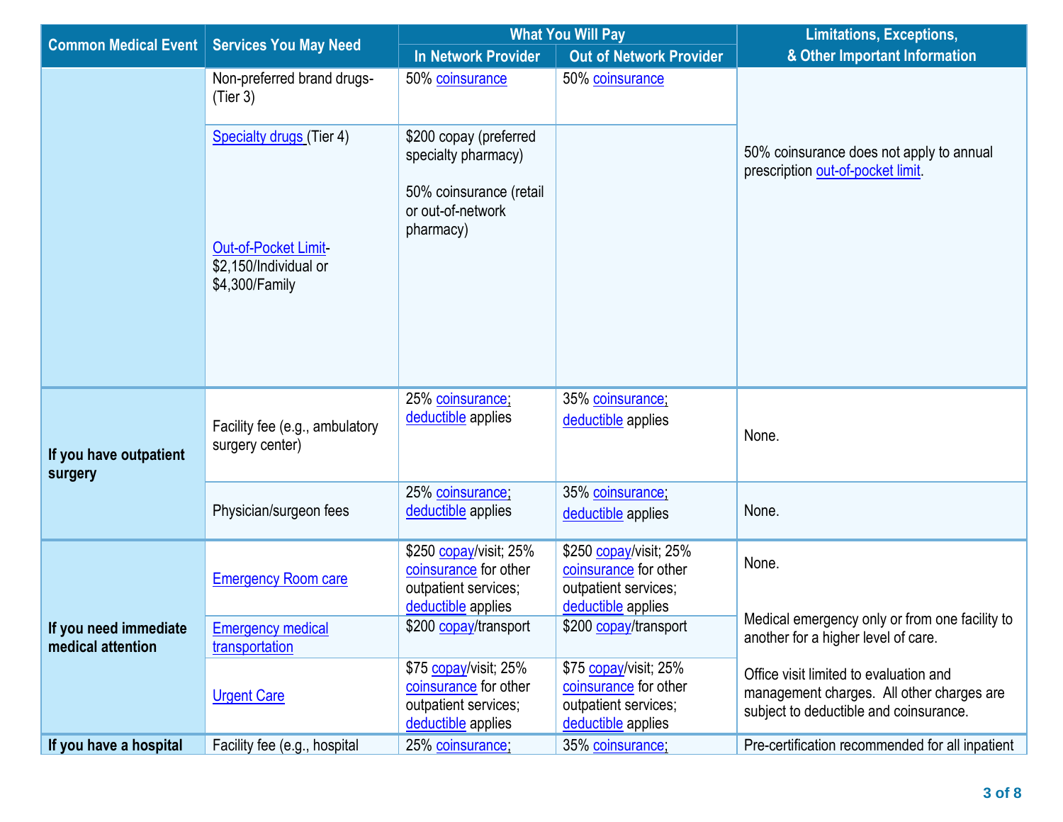| Common Medical Event | Services You May Need | What You Will Pay | | Limitations, Exceptions, & Other Important Information |
|---|---|---|---|---|
| | | In Network Provider | Out of Network Provider | |
| | Non-preferred brand drugs- (Tier 3) | 50% coinsurance | 50% coinsurance | 50% coinsurance does not apply to annual prescription out-of-pocket limit. |
| | Specialty drugs (Tier 4)<br><br>Out-of-Pocket Limit- $2,150/Individual or $4,300/Family | $200 copay (preferred specialty pharmacy)<br><br>50% coinsurance (retail or out-of-network pharmacy) | | |
| If you have outpatient surgery | Facility fee (e.g., ambulatory surgery center) | 25% coinsurance; deductible applies | 35% coinsurance; deductible applies | None. |
| | Physician/surgeon fees | 25% coinsurance; deductible applies | 35% coinsurance; deductible applies | None. |
| If you need immediate medical attention | Emergency Room care | $250 copay/visit; 25% coinsurance for other outpatient services; deductible applies | $250 copay/visit; 25% coinsurance for other outpatient services; deductible applies | None. |
| | Emergency medical transportation | $200 copay/transport | $200 copay/transport | Medical emergency only or from one facility to another for a higher level of care. |
| | Urgent Care | $75 copay/visit; 25% coinsurance for other outpatient services; deductible applies | $75 copay/visit; 25% coinsurance for other outpatient services; deductible applies | Office visit limited to evaluation and management charges. All other charges are subject to deductible and coinsurance. |
| If you have a hospital | Facility fee (e.g., hospital | 25% coinsurance; | 35% coinsurance; | Pre-certification recommended for all inpatient |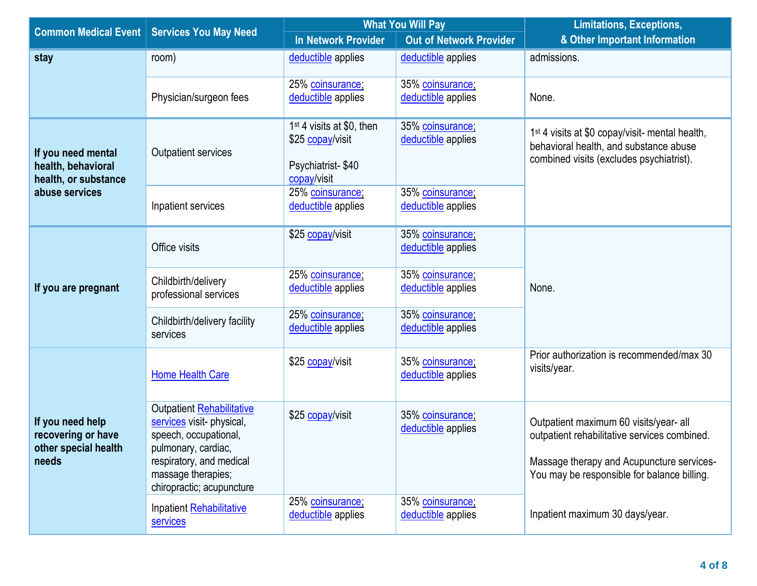| Common Medical Event | Services You May Need | What You Will Pay | | Limitations, Exceptions, & Other Important Information |
|---|---|---|---|---|
| | | In Network Provider | Out of Network Provider | |
| stay | room) | deductible applies | deductible applies | admissions. |
| | Physician/surgeon fees | 25% coinsurance; deductible applies | 35% coinsurance; deductible applies | None. |
| If you need mental health, behavioral health, or substance abuse services | Outpatient services | 1st 4 visits at $0, then $25 copay/visit<br><br>Psychiatrist- $40 copay/visit | 35% coinsurance; deductible applies | 1st 4 visits at $0 copay/visit- mental health, behavioral health, and substance abuse combined visits (excludes psychiatrist). |
| | Inpatient services | 25% coinsurance; deductible applies | 35% coinsurance; deductible applies | |
| If you are pregnant | Office visits | $25 copay/visit | 35% coinsurance; deductible applies | None. |
| | Childbirth/delivery professional services | 25% coinsurance; deductible applies | 35% coinsurance; deductible applies | |
| | Childbirth/delivery facility services | 25% coinsurance; deductible applies | 35% coinsurance; deductible applies | |
| If you need help recovering or have other special health needs | Home Health Care | $25 copay/visit | 35% coinsurance; deductible applies | Prior authorization is recommended/max 30 visits/year. |
| | Outpatient Rehabilitative services visit- physical, speech, occupational, pulmonary, cardiac, respiratory, and medical massage therapies; chiropractic; acupuncture | $25 copay/visit | 35% coinsurance; deductible applies | Outpatient maximum 60 visits/year- all outpatient rehabilitative services combined.<br><br>Massage therapy and Acupuncture services- You may be responsible for balance billing. |
| | Inpatient Rehabilitative services | 25% coinsurance; deductible applies | 35% coinsurance; deductible applies | Inpatient maximum 30 days/year. |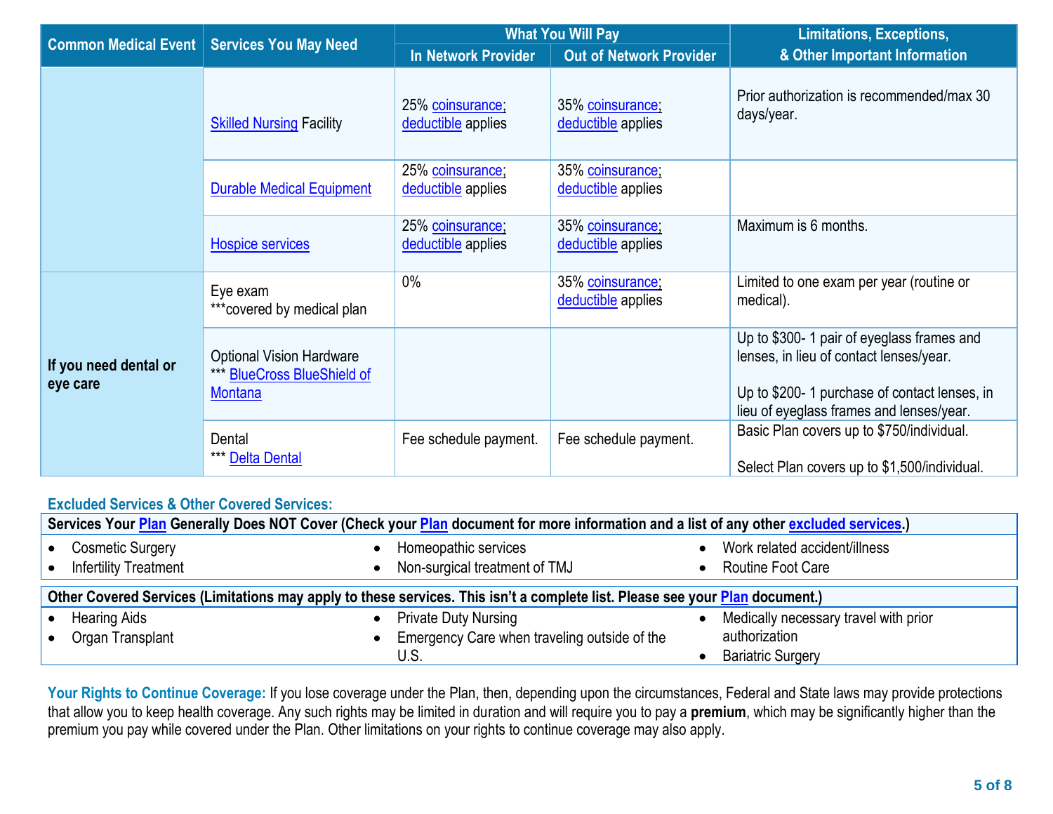| Common Medical Event | Services You May Need | What You Will Pay | | Limitations, Exceptions, & Other Important Information |
|---|---|---|---|---|
| | | In Network Provider | Out of Network Provider | |
| | Skilled Nursing Facility | 25% coinsurance; deductible applies | 35% coinsurance; deductible applies | Prior authorization is recommended/max 30 days/year. |
| | Durable Medical Equipment | 25% coinsurance; deductible applies | 35% coinsurance; deductible applies | |
| | Hospice services | 25% coinsurance; deductible applies | 35% coinsurance; deductible applies | Maximum is 6 months. |
| If you need dental or eye care | Eye exam ***covered by medical plan | 0% | 35% coinsurance; deductible applies | Limited to one exam per year (routine or medical). |
| | Optional Vision Hardware *** BlueCross BlueShield of Montana | | | Up to $300- 1 pair of eyeglass frames and lenses, in lieu of contact lenses/year. Up to $200- 1 purchase of contact lenses, in lieu of eyeglass frames and lenses/year. |
| | Dental *** Delta Dental | Fee schedule payment. | Fee schedule payment. | Basic Plan covers up to $750/individual. Select Plan covers up to $1,500/individual. |

## Excluded Services & Other Covered Services:

**Services Your Plan Generally Does NOT Cover (Check your Plan document for more information and a list of any other excluded services.)**

- Cosmetic Surgery
- Infertility Treatment
- Homeopathic services
- Non-surgical treatment of TMJ
- Work related accident/illness
- Routine Foot Care

**Other Covered Services (Limitations may apply to these services. This isn't a complete list. Please see your Plan document.)**

- Hearing Aids
- Organ Transplant
- Private Duty Nursing
- Emergency Care when traveling outside of the U.S.
- Medically necessary travel with prior authorization
- Bariatric Surgery

**Your Rights to Continue Coverage:** If you lose coverage under the Plan, then, depending upon the circumstances, Federal and State laws may provide protections that allow you to keep health coverage. Any such rights may be limited in duration and will require you to pay a **premium**, which may be significantly higher than the premium you pay while covered under the Plan. Other limitations on your rights to continue coverage may also apply.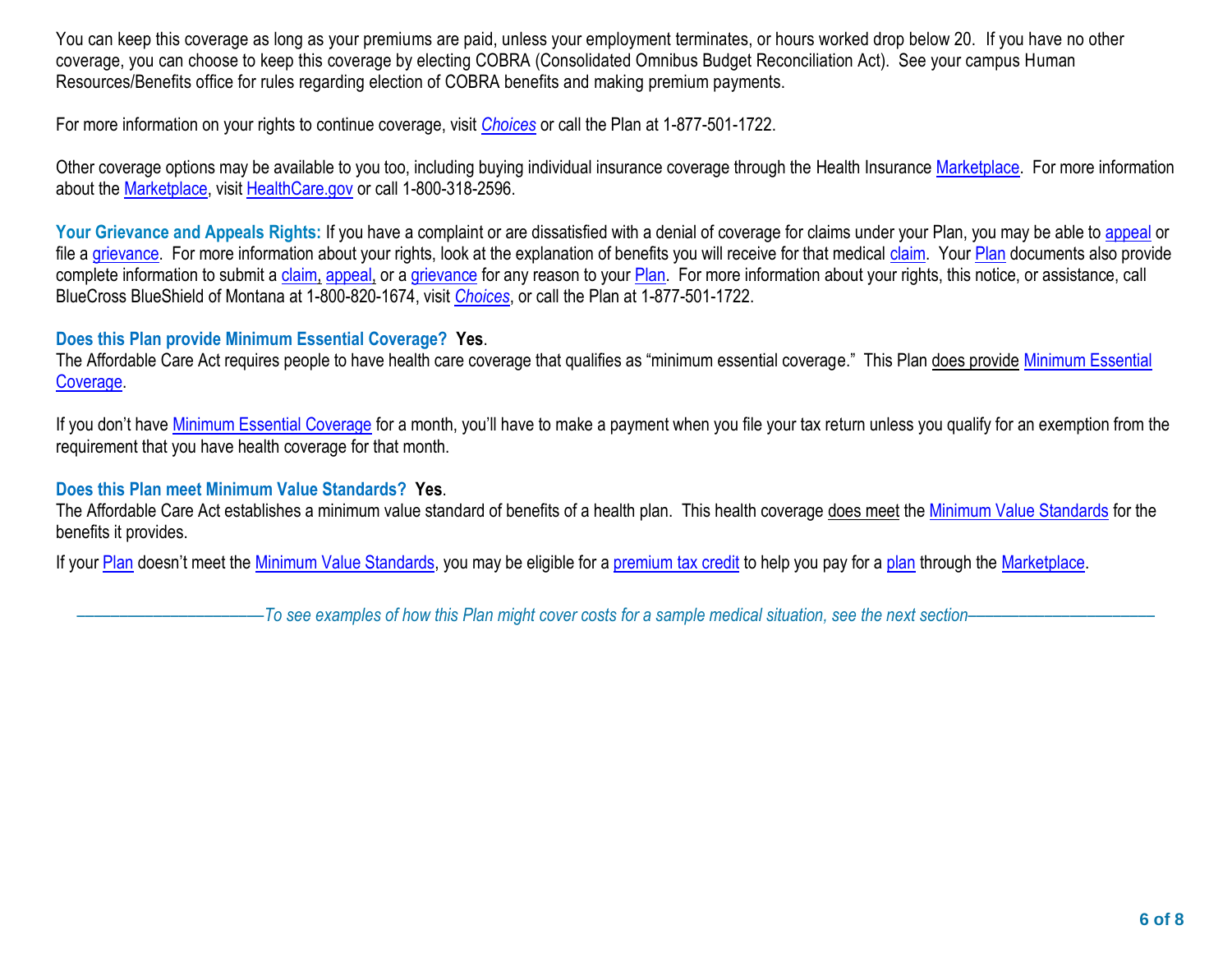You can keep this coverage as long as your premiums are paid, unless your employment terminates, or hours worked drop below 20. If you have no other coverage, you can choose to keep this coverage by electing COBRA (Consolidated Omnibus Budget Reconciliation Act). See your campus Human Resources/Benefits office for rules regarding election of COBRA benefits and making premium payments.

For more information on your rights to continue coverage, visit *Choices* or call the Plan at 1-877-501-1722.

Other coverage options may be available to you too, including buying individual insurance coverage through the Health Insurance Marketplace. For more information about the Marketplace, visit HealthCare.gov or call 1-800-318-2596.

**Your Grievance and Appeals Rights:** If you have a complaint or are dissatisfied with a denial of coverage for claims under your Plan, you may be able to appeal or file a grievance. For more information about your rights, look at the explanation of benefits you will receive for that medical claim. Your Plan documents also provide complete information to submit a claim, appeal, or a grievance for any reason to your Plan. For more information about your rights, this notice, or assistance, call BlueCross BlueShield of Montana at 1-800-820-1674, visit *Choices*, or call the Plan at 1-877-501-1722.

**Does this Plan provide Minimum Essential Coverage? Yes**.

The Affordable Care Act requires people to have health care coverage that qualifies as "minimum essential coverage." This Plan does provide Minimum Essential Coverage.

If you don't have Minimum Essential Coverage for a month, you'll have to make a payment when you file your tax return unless you qualify for an exemption from the requirement that you have health coverage for that month.

**Does this Plan meet Minimum Value Standards? Yes**.

The Affordable Care Act establishes a minimum value standard of benefits of a health plan. This health coverage does meet the Minimum Value Standards for the benefits it provides.

If your Plan doesn't meet the Minimum Value Standards, you may be eligible for a premium tax credit to help you pay for a plan through the Marketplace.

*——————————To see examples of how this Plan might cover costs for a sample medical situation, see the next section——————————*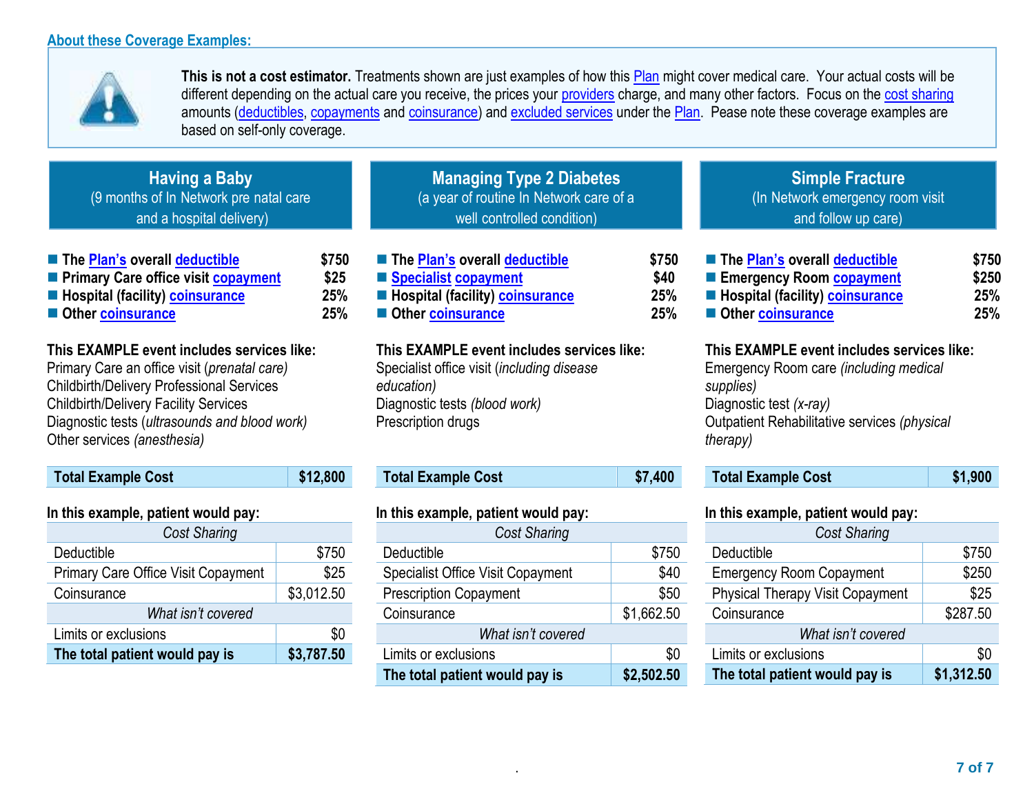## About these Coverage Examples:

**This is not a cost estimator.** Treatments shown are just examples of how this Plan might cover medical care. Your actual costs will be different depending on the actual care you receive, the prices your providers charge, and many other factors. Focus on the cost sharing amounts (deductibles, copayments and coinsurance) and excluded services under the Plan. Pease note these coverage examples are based on self-only coverage.

### Having a Baby
(9 months of In Network pre natal care and a hospital delivery)

| | |
|---|---|
| **The Plan's overall deductible** | **$750** |
| **Primary Care office visit copayment** | **$25** |
| **Hospital (facility) coinsurance** | **25%** |
| **Other coinsurance** | **25%** |

**This EXAMPLE event includes services like:**
Primary Care an office visit (*prenatal care)*
Childbirth/Delivery Professional Services
Childbirth/Delivery Facility Services
Diagnostic tests (*ultrasounds and blood work)*
Other services *(anesthesia)*

| **Total Example Cost** | **$12,800** |
|---|---|

**In this example, patient would pay:**

| *Cost Sharing* | |
|---|---|
| Deductible | $750 |
| Primary Care Office Visit Copayment | $25 |
| Coinsurance | $3,012.50 |
| *What isn't covered* | |
| Limits or exclusions | $0 |
| **The total patient would pay is** | **$3,787.50** |

### Managing Type 2 Diabetes
(a year of routine In Network care of a well controlled condition)

| | |
|---|---|
| **The Plan's overall deductible** | **$750** |
| **Specialist copayment** | **$40** |
| **Hospital (facility) coinsurance** | **25%** |
| **Other coinsurance** | **25%** |

**This EXAMPLE event includes services like:**
Specialist office visit (*including disease education)*
Diagnostic tests *(blood work)*
Prescription drugs

| **Total Example Cost** | **$7,400** |
|---|---|

**In this example, patient would pay:**

| *Cost Sharing* | |
|---|---|
| Deductible | $750 |
| Specialist Office Visit Copayment | $40 |
| Prescription Copayment | $50 |
| Coinsurance | $1,662.50 |
| *What isn't covered* | |
| Limits or exclusions | $0 |
| **The total patient would pay is** | **$2,502.50** |

### Simple Fracture
(In Network emergency room visit and follow up care)

| | |
|---|---|
| **The Plan's overall deductible** | **$750** |
| **Emergency Room copayment** | **$250** |
| **Hospital (facility) coinsurance** | **25%** |
| **Other coinsurance** | **25%** |

**This EXAMPLE event includes services like:**
Emergency Room care *(including medical supplies)*
Diagnostic test *(x-ray)*
Outpatient Rehabilitative services *(physical therapy)*

| **Total Example Cost** | **$1,900** |
|---|---|

**In this example, patient would pay:**

| *Cost Sharing* | |
|---|---|
| Deductible | $750 |
| Emergency Room Copayment | $250 |
| Physical Therapy Visit Copayment | $25 |
| Coinsurance | $287.50 |
| *What isn't covered* | |
| Limits or exclusions | $0 |
| **The total patient would pay is** | **$1,312.50** |